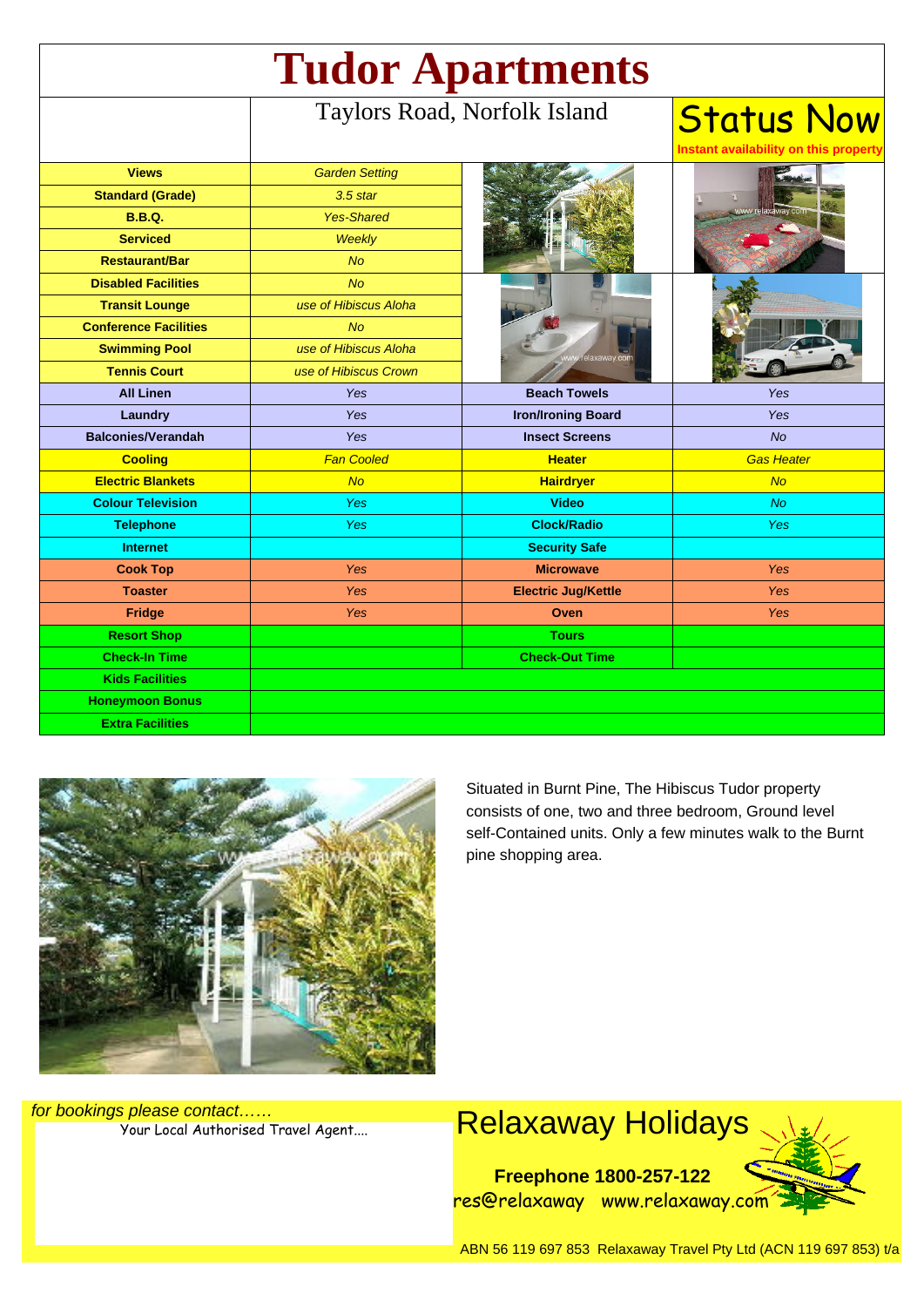# Tudor Apartments

Taylors Road, Norfolk Island

**Status Now**

**Instant availability on this property**

| | | | |
|---|---|---|---|
| **Views** | *Garden Setting* | | |
| **Standard (Grade)** | *3.5 star* | | |
| **B.B.Q.** | *Yes-Shared* | | |
| **Serviced** | *Weekly* | | |
| **Restaurant/Bar** | *No* | | |
| **Disabled Facilities** | *No* | | |
| **Transit Lounge** | *use of Hibiscus Aloha* | | |
| **Conference Facilities** | *No* | | |
| **Swimming Pool** | *use of Hibiscus Aloha* | | |
| **Tennis Court** | *use of Hibiscus Crown* | | |
| **All Linen** | *Yes* | **Beach Towels** | *Yes* |
| **Laundry** | *Yes* | **Iron/Ironing Board** | *Yes* |
| **Balconies/Verandah** | *Yes* | **Insect Screens** | *No* |
| **Cooling** | *Fan Cooled* | **Heater** | *Gas Heater* |
| **Electric Blankets** | *No* | **Hairdryer** | *No* |
| **Colour Television** | *Yes* | **Video** | *No* |
| **Telephone** | *Yes* | **Clock/Radio** | *Yes* |
| **Internet** | | **Security Safe** | |
| **Cook Top** | *Yes* | **Microwave** | *Yes* |
| **Toaster** | *Yes* | **Electric Jug/Kettle** | *Yes* |
| **Fridge** | *Yes* | **Oven** | *Yes* |
| **Resort Shop** | | **Tours** | |
| **Check-In Time** | | **Check-Out Time** | |
| **Kids Facilities** | | | |
| **Honeymoon Bonus** | | | |
| **Extra Facilities** | | | |

Situated in Burnt Pine, The Hibiscus Tudor property consists of one, two and three bedroom, Ground level self-Contained units. Only a few minutes walk to the Burnt pine shopping area.

*for bookings please contact……*

Your Local Authorised Travel Agent….

## Relaxaway Holidays

**Freephone 1800-257-122**

res@relaxaway www.relaxaway.com

ABN 56 119 697 853 Relaxaway Travel Pty Ltd (ACN 119 697 853) t/a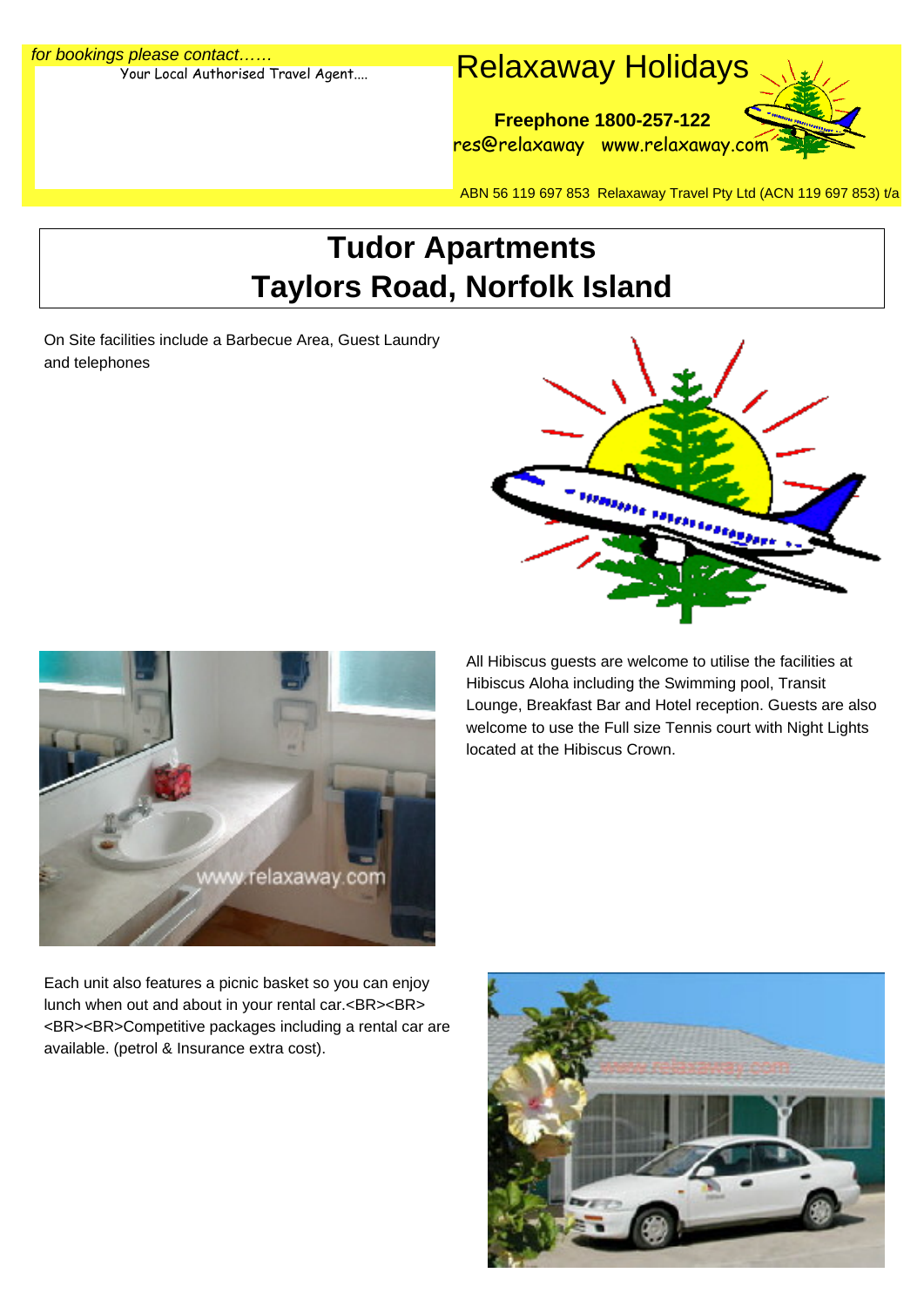*for bookings please contact……*

Your Local Authorised Travel Agent....

Relaxaway Holidays

**Freephone 1800-257-122**

res@relaxaway www.relaxaway.com

ABN 56 119 697 853 Relaxaway Travel Pty Ltd (ACN 119 697 853) t/a

# Tudor Apartments
# Taylors Road, Norfolk Island

On Site facilities include a Barbecue Area, Guest Laundry and telephones

All Hibiscus guests are welcome to utilise the facilities at Hibiscus Aloha including the Swimming pool, Transit Lounge, Breakfast Bar and Hotel reception. Guests are also welcome to use the Full size Tennis court with Night Lights located at the Hibiscus Crown.

Each unit also features a picnic basket so you can enjoy lunch when out and about in your rental car.<BR><BR><BR><BR>Competitive packages including a rental car are available. (petrol & Insurance extra cost).